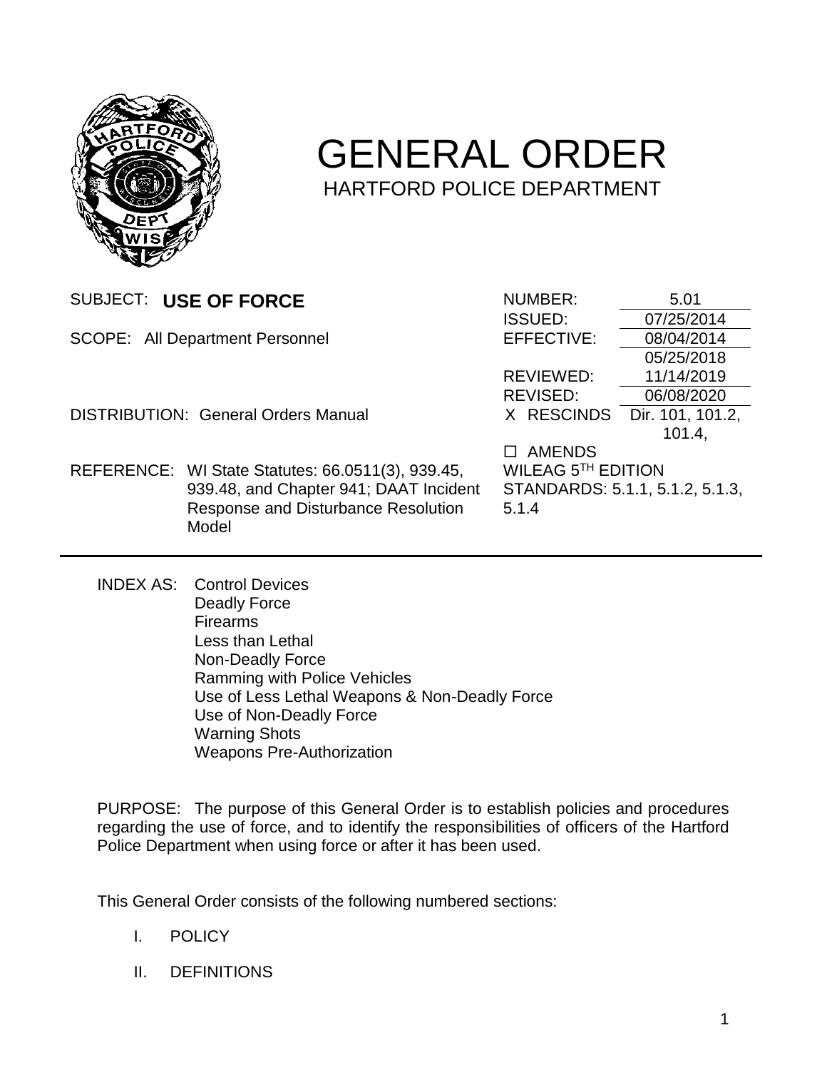# GENERAL ORDER

## HARTFORD POLICE DEPARTMENT

| | | | |
|---|---|---|---|
| SUBJECT: **USE OF FORCE** | | NUMBER: | 5.01 |
| | | ISSUED: | 07/25/2014 |
| SCOPE: All Department Personnel | | EFFECTIVE: | 08/04/2014 |
| | | | 05/25/2018 |
| | | REVIEWED: | 11/14/2019 |
| | | REVISED: | 06/08/2020 |
| DISTRIBUTION: General Orders Manual | | X RESCINDS | Dir. 101, 101.2, 101.4, |
| | | ☐ AMENDS | |
| REFERENCE: | WI State Statutes: 66.0511(3), 939.45, 939.48, and Chapter 941; DAAT Incident Response and Disturbance Resolution Model | WILEAG 5TH EDITION STANDARDS: 5.1.1, 5.1.2, 5.1.3, 5.1.4 | |

INDEX AS: Control Devices
Deadly Force
Firearms
Less than Lethal
Non-Deadly Force
Ramming with Police Vehicles
Use of Less Lethal Weapons & Non-Deadly Force
Use of Non-Deadly Force
Warning Shots
Weapons Pre-Authorization

PURPOSE: The purpose of this General Order is to establish policies and procedures regarding the use of force, and to identify the responsibilities of officers of the Hartford Police Department when using force or after it has been used.

This General Order consists of the following numbered sections:

I. POLICY

II. DEFINITIONS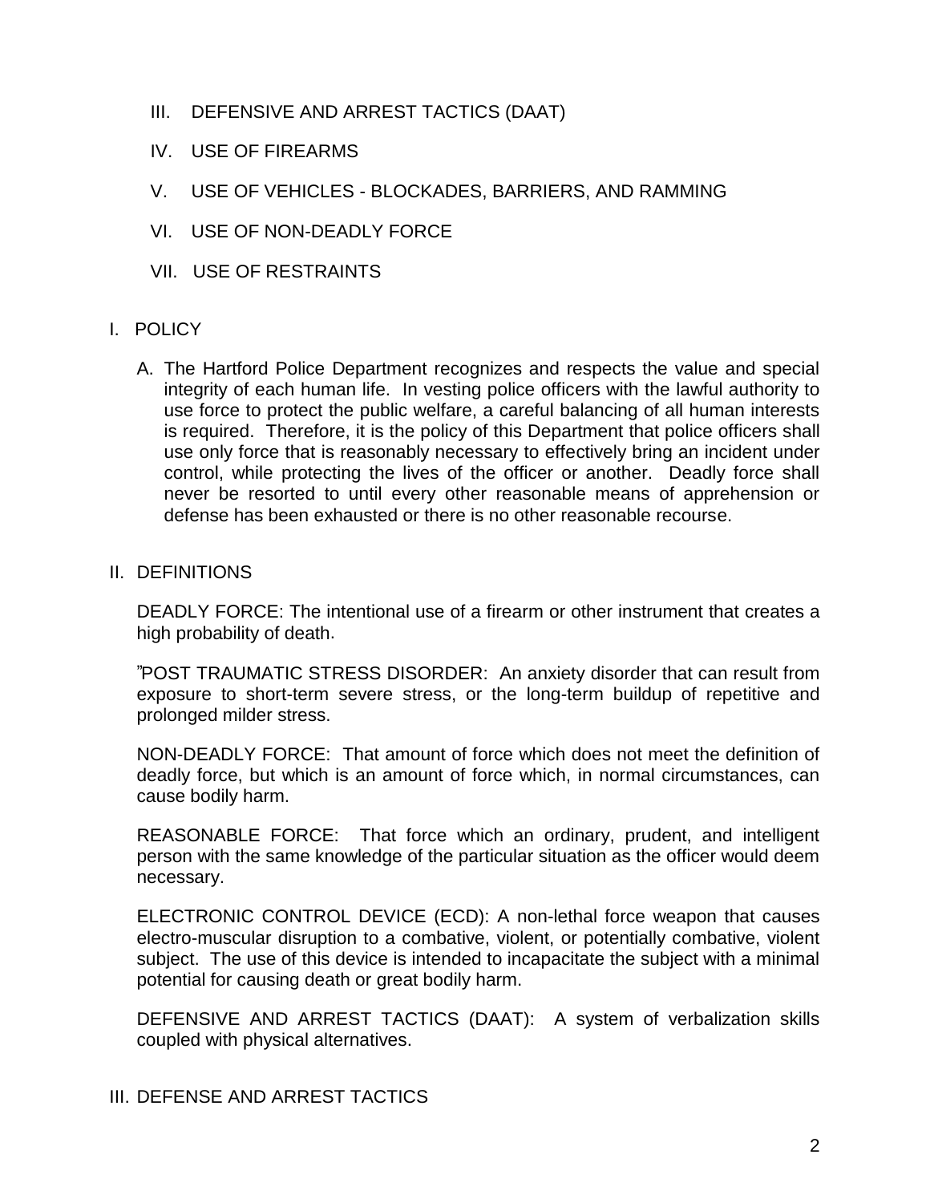III. DEFENSIVE AND ARREST TACTICS (DAAT)

IV. USE OF FIREARMS

V. USE OF VEHICLES - BLOCKADES, BARRIERS, AND RAMMING

VI. USE OF NON-DEADLY FORCE

VII. USE OF RESTRAINTS

## I. POLICY

A. The Hartford Police Department recognizes and respects the value and special integrity of each human life. In vesting police officers with the lawful authority to use force to protect the public welfare, a careful balancing of all human interests is required. Therefore, it is the policy of this Department that police officers shall use only force that is reasonably necessary to effectively bring an incident under control, while protecting the lives of the officer or another. Deadly force shall never be resorted to until every other reasonable means of apprehension or defense has been exhausted or there is no other reasonable recourse.

## II. DEFINITIONS

DEADLY FORCE: The intentional use of a firearm or other instrument that creates a high probability of death.

"POST TRAUMATIC STRESS DISORDER: An anxiety disorder that can result from exposure to short-term severe stress, or the long-term buildup of repetitive and prolonged milder stress.

NON-DEADLY FORCE: That amount of force which does not meet the definition of deadly force, but which is an amount of force which, in normal circumstances, can cause bodily harm.

REASONABLE FORCE: That force which an ordinary, prudent, and intelligent person with the same knowledge of the particular situation as the officer would deem necessary.

ELECTRONIC CONTROL DEVICE (ECD): A non-lethal force weapon that causes electro-muscular disruption to a combative, violent, or potentially combative, violent subject. The use of this device is intended to incapacitate the subject with a minimal potential for causing death or great bodily harm.

DEFENSIVE AND ARREST TACTICS (DAAT): A system of verbalization skills coupled with physical alternatives.

## III. DEFENSE AND ARREST TACTICS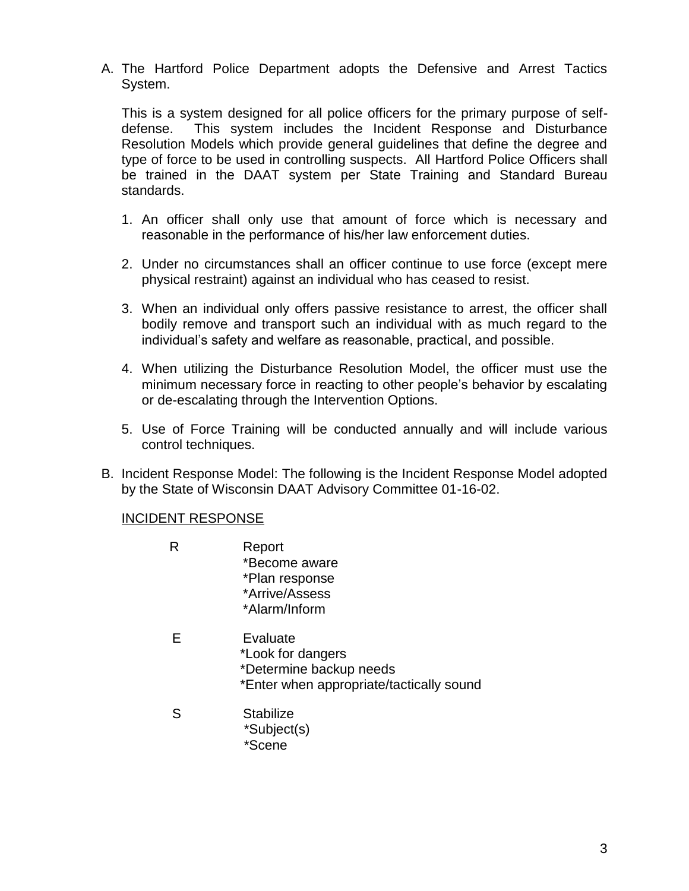A. The Hartford Police Department adopts the Defensive and Arrest Tactics System.

   This is a system designed for all police officers for the primary purpose of self-defense. This system includes the Incident Response and Disturbance Resolution Models which provide general guidelines that define the degree and type of force to be used in controlling suspects. All Hartford Police Officers shall be trained in the DAAT system per State Training and Standard Bureau standards.

   1. An officer shall only use that amount of force which is necessary and reasonable in the performance of his/her law enforcement duties.

   2. Under no circumstances shall an officer continue to use force (except mere physical restraint) against an individual who has ceased to resist.

   3. When an individual only offers passive resistance to arrest, the officer shall bodily remove and transport such an individual with as much regard to the individual's safety and welfare as reasonable, practical, and possible.

   4. When utilizing the Disturbance Resolution Model, the officer must use the minimum necessary force in reacting to other people's behavior by escalating or de-escalating through the Intervention Options.

   5. Use of Force Training will be conducted annually and will include various control techniques.

B. Incident Response Model: The following is the Incident Response Model adopted by the State of Wisconsin DAAT Advisory Committee 01-16-02.

   INCIDENT RESPONSE

   R    Report
        *Become aware
        *Plan response
        *Arrive/Assess
        *Alarm/Inform

   E    Evaluate
        *Look for dangers
        *Determine backup needs
        *Enter when appropriate/tactically sound

   S    Stabilize
        *Subject(s)
        *Scene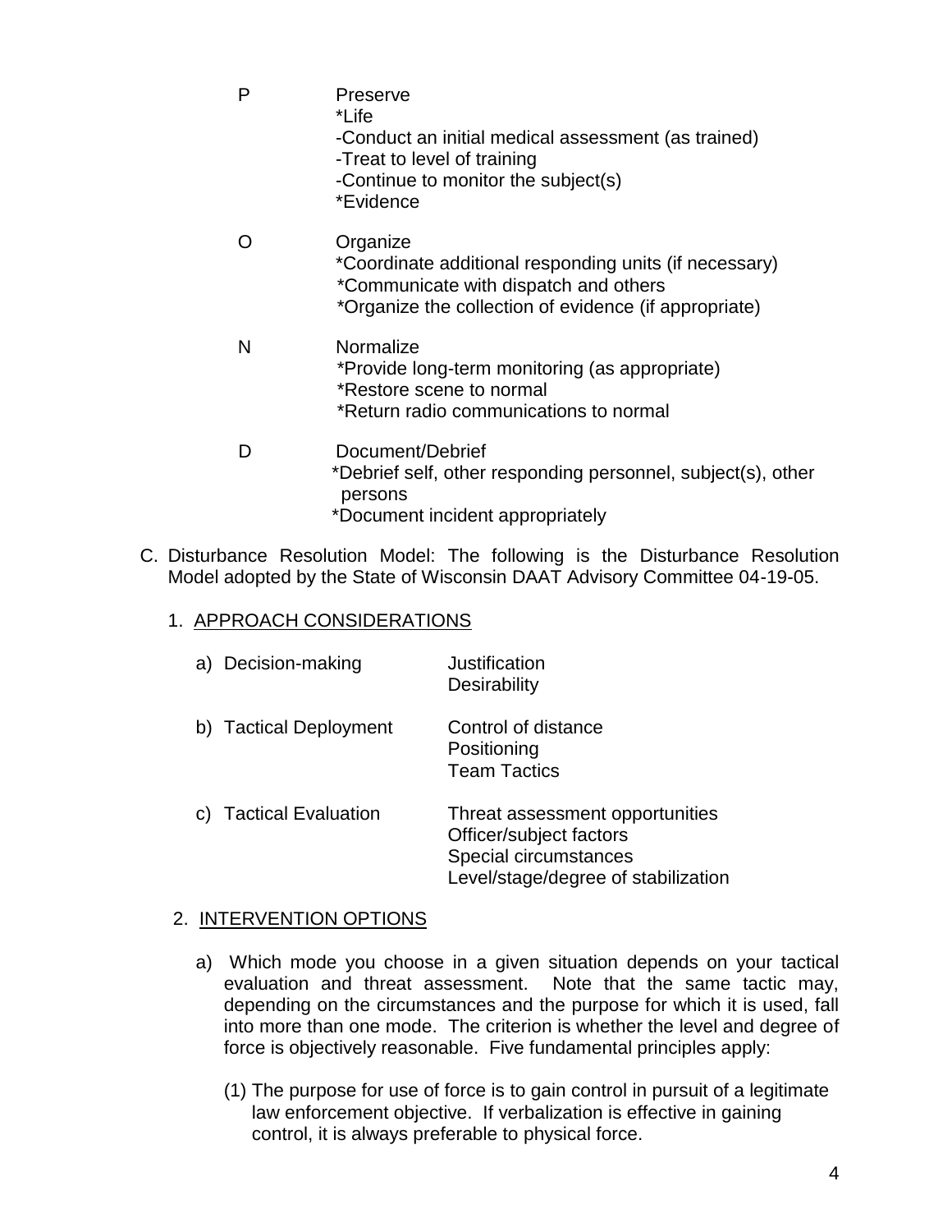P Preserve
*Life
-Conduct an initial medical assessment (as trained)
-Treat to level of training
-Continue to monitor the subject(s)
*Evidence

O Organize
*Coordinate additional responding units (if necessary)
*Communicate with dispatch and others
*Organize the collection of evidence (if appropriate)

N Normalize
*Provide long-term monitoring (as appropriate)
*Restore scene to normal
*Return radio communications to normal

D Document/Debrief
*Debrief self, other responding personnel, subject(s), other persons
*Document incident appropriately

C. Disturbance Resolution Model: The following is the Disturbance Resolution Model adopted by the State of Wisconsin DAAT Advisory Committee 04-19-05.

1. <u>APPROACH CONSIDERATIONS</u>

a) Decision-making — Justification; Desirability

b) Tactical Deployment — Control of distance; Positioning; Team Tactics

c) Tactical Evaluation — Threat assessment opportunities; Officer/subject factors; Special circumstances; Level/stage/degree of stabilization

2. <u>INTERVENTION OPTIONS</u>

a) Which mode you choose in a given situation depends on your tactical evaluation and threat assessment. Note that the same tactic may, depending on the circumstances and the purpose for which it is used, fall into more than one mode. The criterion is whether the level and degree of force is objectively reasonable. Five fundamental principles apply:

(1) The purpose for use of force is to gain control in pursuit of a legitimate law enforcement objective. If verbalization is effective in gaining control, it is always preferable to physical force.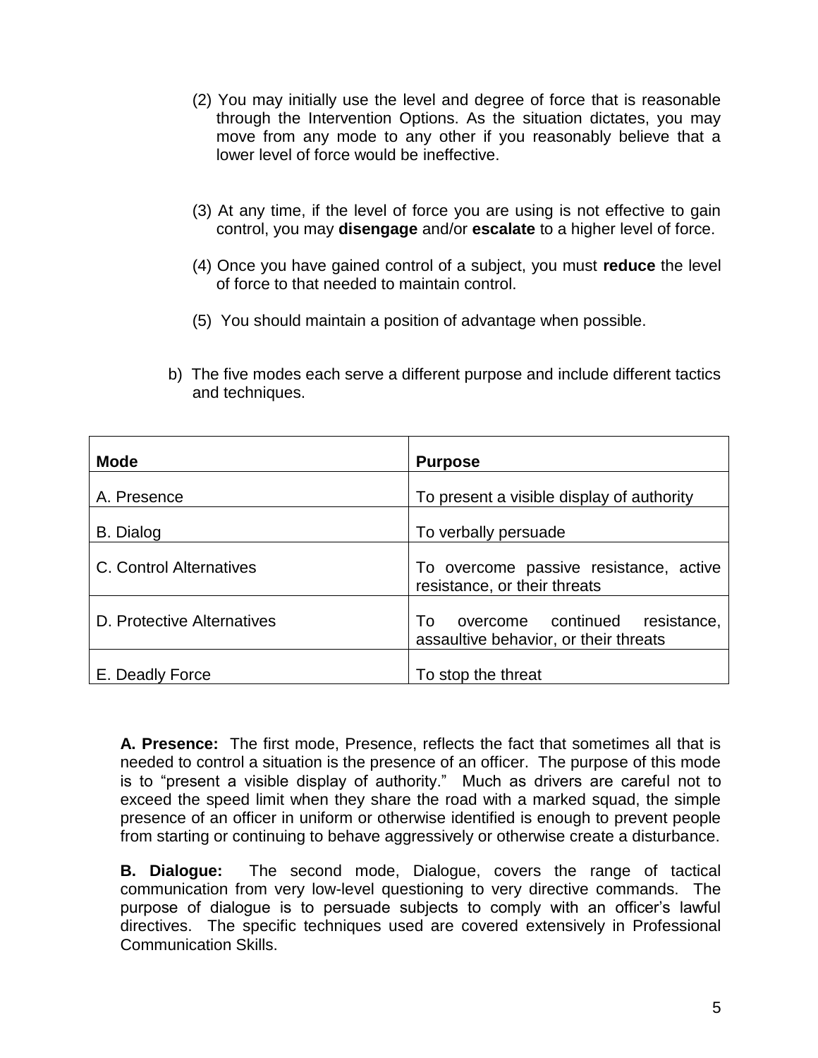(2) You may initially use the level and degree of force that is reasonable through the Intervention Options. As the situation dictates, you may move from any mode to any other if you reasonably believe that a lower level of force would be ineffective.

(3) At any time, if the level of force you are using is not effective to gain control, you may **disengage** and/or **escalate** to a higher level of force.

(4) Once you have gained control of a subject, you must **reduce** the level of force to that needed to maintain control.

(5) You should maintain a position of advantage when possible.

b) The five modes each serve a different purpose and include different tactics and techniques.

| **Mode** | **Purpose** |
|---|---|
| A. Presence | To present a visible display of authority |
| B. Dialog | To verbally persuade |
| C. Control Alternatives | To overcome passive resistance, active resistance, or their threats |
| D. Protective Alternatives | To overcome continued resistance, assaultive behavior, or their threats |
| E. Deadly Force | To stop the threat |

**A. Presence:** The first mode, Presence, reflects the fact that sometimes all that is needed to control a situation is the presence of an officer. The purpose of this mode is to "present a visible display of authority." Much as drivers are careful not to exceed the speed limit when they share the road with a marked squad, the simple presence of an officer in uniform or otherwise identified is enough to prevent people from starting or continuing to behave aggressively or otherwise create a disturbance.

**B. Dialogue:** The second mode, Dialogue, covers the range of tactical communication from very low-level questioning to very directive commands. The purpose of dialogue is to persuade subjects to comply with an officer's lawful directives. The specific techniques used are covered extensively in Professional Communication Skills.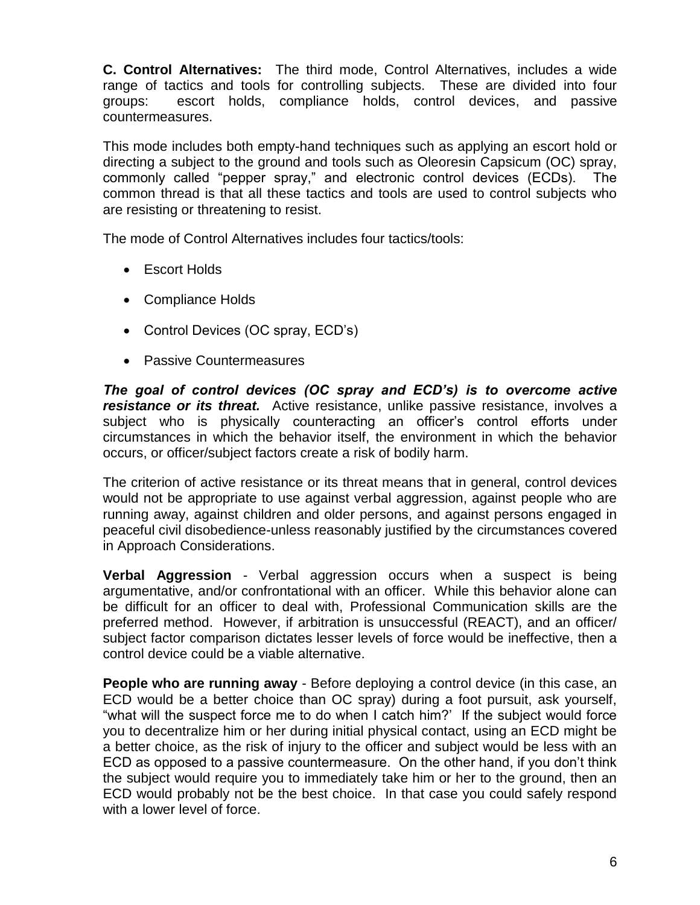**C. Control Alternatives:** The third mode, Control Alternatives, includes a wide range of tactics and tools for controlling subjects. These are divided into four groups: escort holds, compliance holds, control devices, and passive countermeasures.

This mode includes both empty-hand techniques such as applying an escort hold or directing a subject to the ground and tools such as Oleoresin Capsicum (OC) spray, commonly called "pepper spray," and electronic control devices (ECDs). The common thread is that all these tactics and tools are used to control subjects who are resisting or threatening to resist.

The mode of Control Alternatives includes four tactics/tools:

- Escort Holds
- Compliance Holds
- Control Devices (OC spray, ECD's)
- Passive Countermeasures

***The goal of control devices (OC spray and ECD's) is to overcome active resistance or its threat.*** Active resistance, unlike passive resistance, involves a subject who is physically counteracting an officer's control efforts under circumstances in which the behavior itself, the environment in which the behavior occurs, or officer/subject factors create a risk of bodily harm.

The criterion of active resistance or its threat means that in general, control devices would not be appropriate to use against verbal aggression, against people who are running away, against children and older persons, and against persons engaged in peaceful civil disobedience-unless reasonably justified by the circumstances covered in Approach Considerations.

**Verbal Aggression** - Verbal aggression occurs when a suspect is being argumentative, and/or confrontational with an officer. While this behavior alone can be difficult for an officer to deal with, Professional Communication skills are the preferred method. However, if arbitration is unsuccessful (REACT), and an officer/ subject factor comparison dictates lesser levels of force would be ineffective, then a control device could be a viable alternative.

**People who are running away** - Before deploying a control device (in this case, an ECD would be a better choice than OC spray) during a foot pursuit, ask yourself, "what will the suspect force me to do when I catch him?' If the subject would force you to decentralize him or her during initial physical contact, using an ECD might be a better choice, as the risk of injury to the officer and subject would be less with an ECD as opposed to a passive countermeasure. On the other hand, if you don't think the subject would require you to immediately take him or her to the ground, then an ECD would probably not be the best choice. In that case you could safely respond with a lower level of force.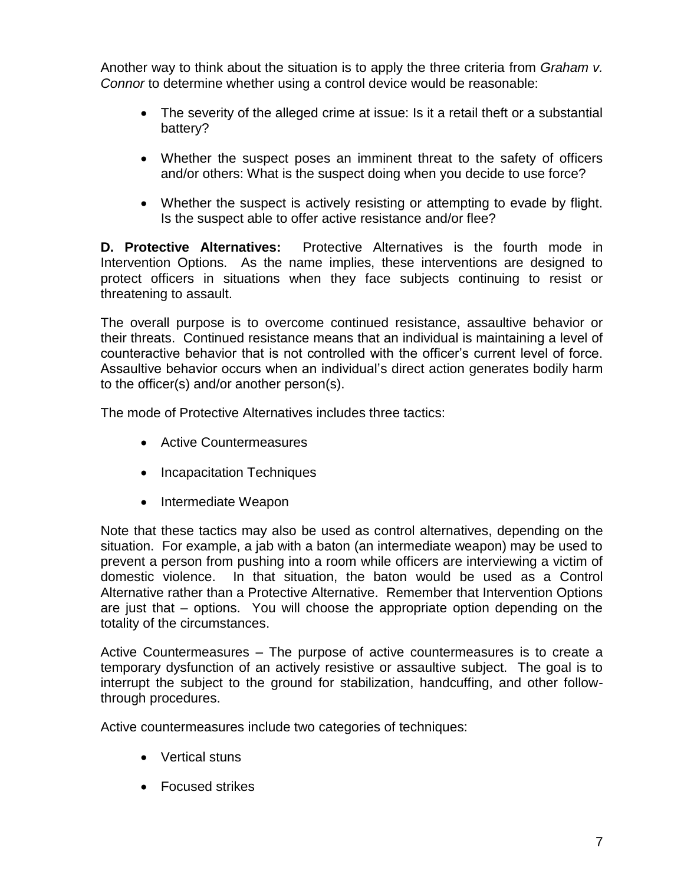Another way to think about the situation is to apply the three criteria from *Graham v. Connor* to determine whether using a control device would be reasonable:

- The severity of the alleged crime at issue: Is it a retail theft or a substantial battery?
- Whether the suspect poses an imminent threat to the safety of officers and/or others: What is the suspect doing when you decide to use force?
- Whether the suspect is actively resisting or attempting to evade by flight. Is the suspect able to offer active resistance and/or flee?

**D. Protective Alternatives:** Protective Alternatives is the fourth mode in Intervention Options. As the name implies, these interventions are designed to protect officers in situations when they face subjects continuing to resist or threatening to assault.

The overall purpose is to overcome continued resistance, assaultive behavior or their threats. Continued resistance means that an individual is maintaining a level of counteractive behavior that is not controlled with the officer's current level of force. Assaultive behavior occurs when an individual's direct action generates bodily harm to the officer(s) and/or another person(s).

The mode of Protective Alternatives includes three tactics:

- Active Countermeasures
- Incapacitation Techniques
- Intermediate Weapon

Note that these tactics may also be used as control alternatives, depending on the situation. For example, a jab with a baton (an intermediate weapon) may be used to prevent a person from pushing into a room while officers are interviewing a victim of domestic violence. In that situation, the baton would be used as a Control Alternative rather than a Protective Alternative. Remember that Intervention Options are just that – options. You will choose the appropriate option depending on the totality of the circumstances.

Active Countermeasures – The purpose of active countermeasures is to create a temporary dysfunction of an actively resistive or assaultive subject. The goal is to interrupt the subject to the ground for stabilization, handcuffing, and other follow-through procedures.

Active countermeasures include two categories of techniques:

- Vertical stuns
- Focused strikes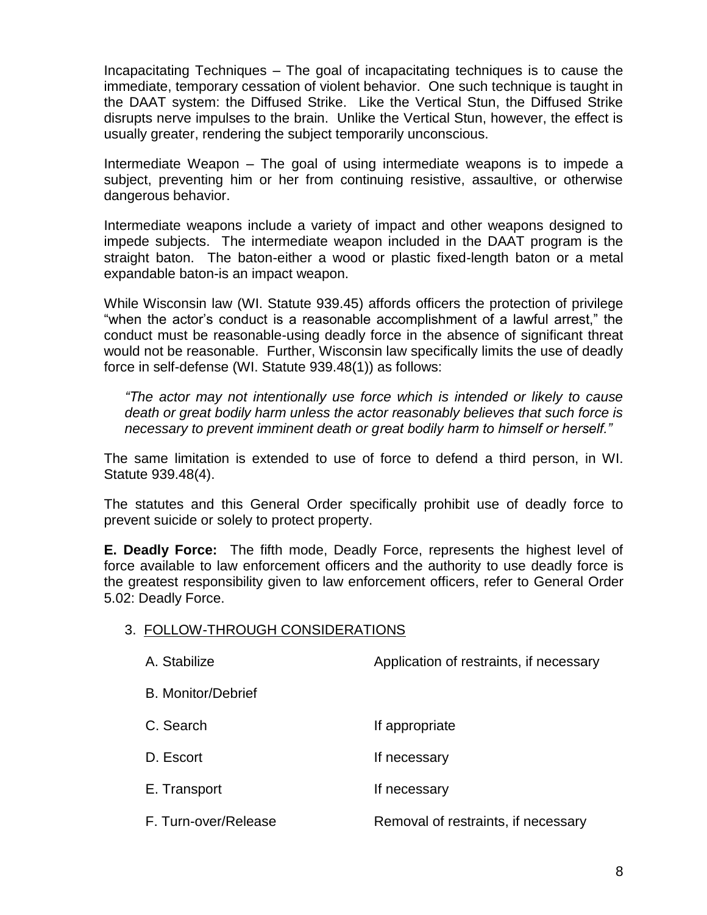Incapacitating Techniques – The goal of incapacitating techniques is to cause the immediate, temporary cessation of violent behavior. One such technique is taught in the DAAT system: the Diffused Strike. Like the Vertical Stun, the Diffused Strike disrupts nerve impulses to the brain. Unlike the Vertical Stun, however, the effect is usually greater, rendering the subject temporarily unconscious.

Intermediate Weapon – The goal of using intermediate weapons is to impede a subject, preventing him or her from continuing resistive, assaultive, or otherwise dangerous behavior.

Intermediate weapons include a variety of impact and other weapons designed to impede subjects. The intermediate weapon included in the DAAT program is the straight baton. The baton-either a wood or plastic fixed-length baton or a metal expandable baton-is an impact weapon.

While Wisconsin law (WI. Statute 939.45) affords officers the protection of privilege "when the actor's conduct is a reasonable accomplishment of a lawful arrest," the conduct must be reasonable-using deadly force in the absence of significant threat would not be reasonable. Further, Wisconsin law specifically limits the use of deadly force in self-defense (WI. Statute 939.48(1)) as follows:

> *"The actor may not intentionally use force which is intended or likely to cause death or great bodily harm unless the actor reasonably believes that such force is necessary to prevent imminent death or great bodily harm to himself or herself."*

The same limitation is extended to use of force to defend a third person, in WI. Statute 939.48(4).

The statutes and this General Order specifically prohibit use of deadly force to prevent suicide or solely to protect property.

**E. Deadly Force:** The fifth mode, Deadly Force, represents the highest level of force available to law enforcement officers and the authority to use deadly force is the greatest responsibility given to law enforcement officers, refer to General Order 5.02: Deadly Force.

3. FOLLOW-THROUGH CONSIDERATIONS

| | |
|---|---|
| A. Stabilize | Application of restraints, if necessary |
| B. Monitor/Debrief | |
| C. Search | If appropriate |
| D. Escort | If necessary |
| E. Transport | If necessary |
| F. Turn-over/Release | Removal of restraints, if necessary |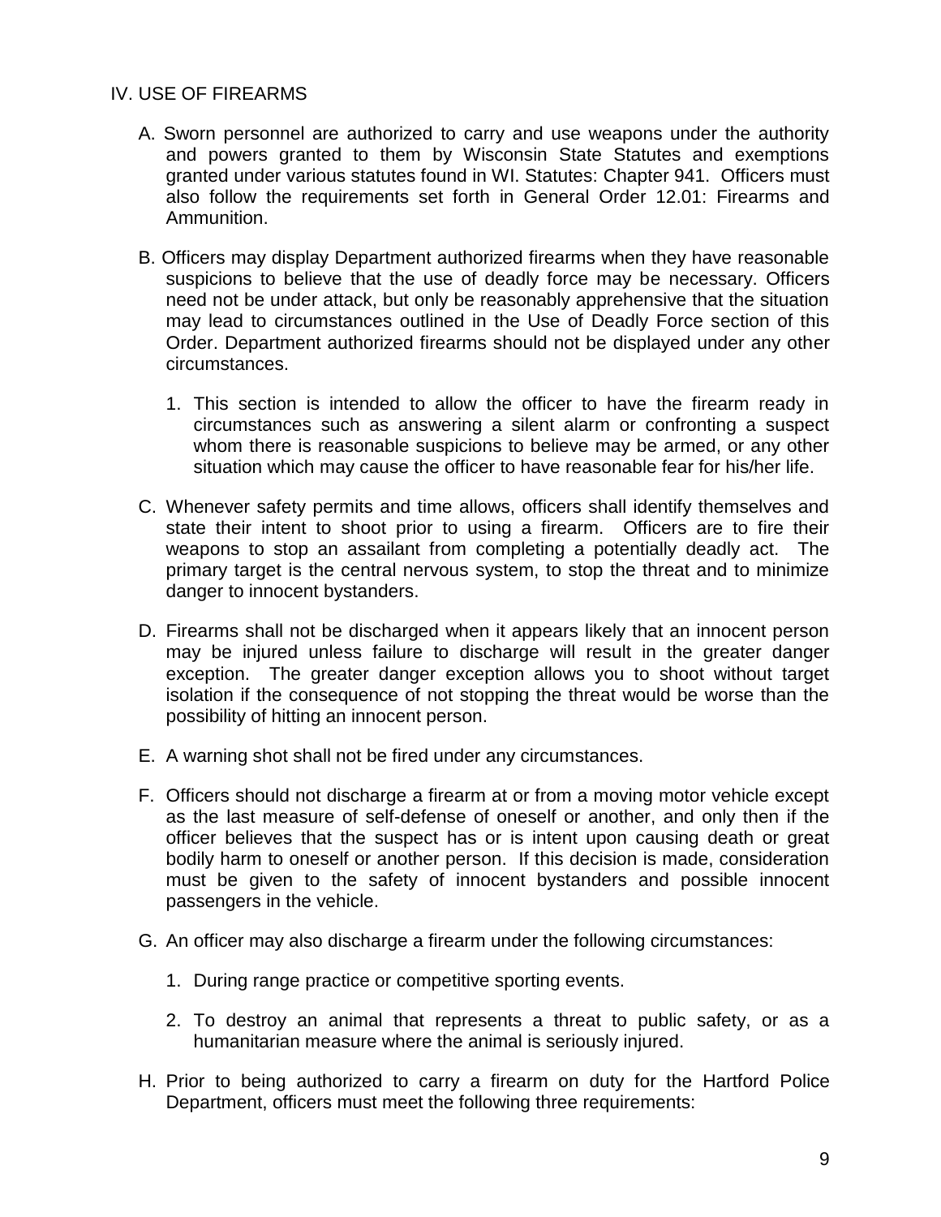## IV. USE OF FIREARMS

A. Sworn personnel are authorized to carry and use weapons under the authority and powers granted to them by Wisconsin State Statutes and exemptions granted under various statutes found in WI. Statutes: Chapter 941. Officers must also follow the requirements set forth in General Order 12.01: Firearms and Ammunition.

B. Officers may display Department authorized firearms when they have reasonable suspicions to believe that the use of deadly force may be necessary. Officers need not be under attack, but only be reasonably apprehensive that the situation may lead to circumstances outlined in the Use of Deadly Force section of this Order. Department authorized firearms should not be displayed under any other circumstances.

   1. This section is intended to allow the officer to have the firearm ready in circumstances such as answering a silent alarm or confronting a suspect whom there is reasonable suspicions to believe may be armed, or any other situation which may cause the officer to have reasonable fear for his/her life.

C. Whenever safety permits and time allows, officers shall identify themselves and state their intent to shoot prior to using a firearm. Officers are to fire their weapons to stop an assailant from completing a potentially deadly act. The primary target is the central nervous system, to stop the threat and to minimize danger to innocent bystanders.

D. Firearms shall not be discharged when it appears likely that an innocent person may be injured unless failure to discharge will result in the greater danger exception. The greater danger exception allows you to shoot without target isolation if the consequence of not stopping the threat would be worse than the possibility of hitting an innocent person.

E. A warning shot shall not be fired under any circumstances.

F. Officers should not discharge a firearm at or from a moving motor vehicle except as the last measure of self-defense of oneself or another, and only then if the officer believes that the suspect has or is intent upon causing death or great bodily harm to oneself or another person. If this decision is made, consideration must be given to the safety of innocent bystanders and possible innocent passengers in the vehicle.

G. An officer may also discharge a firearm under the following circumstances:

   1. During range practice or competitive sporting events.

   2. To destroy an animal that represents a threat to public safety, or as a humanitarian measure where the animal is seriously injured.

H. Prior to being authorized to carry a firearm on duty for the Hartford Police Department, officers must meet the following three requirements: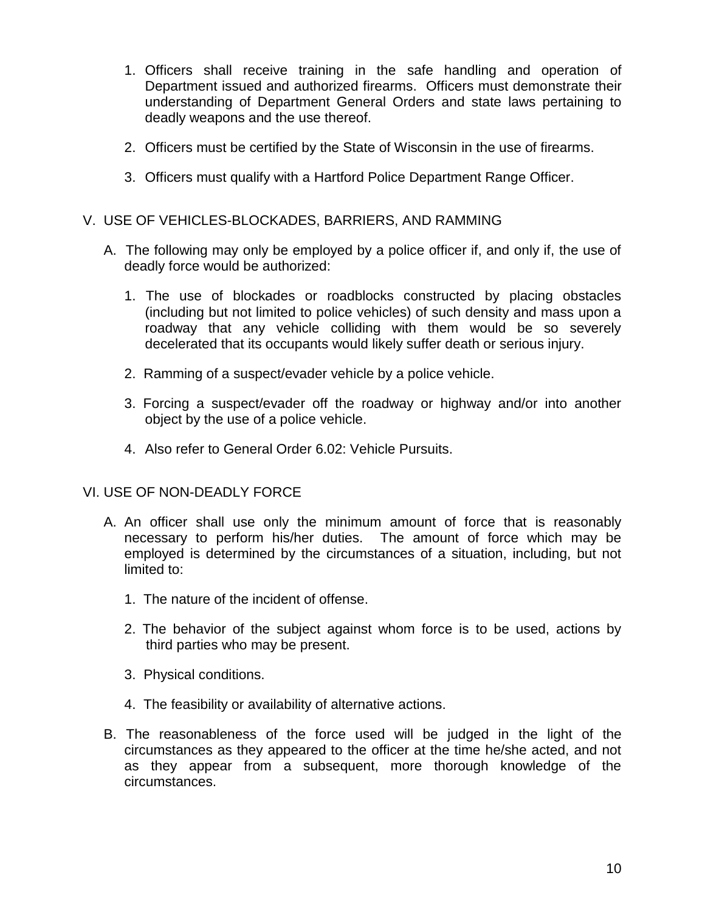1. Officers shall receive training in the safe handling and operation of Department issued and authorized firearms. Officers must demonstrate their understanding of Department General Orders and state laws pertaining to deadly weapons and the use thereof.

2. Officers must be certified by the State of Wisconsin in the use of firearms.

3. Officers must qualify with a Hartford Police Department Range Officer.

## V. USE OF VEHICLES-BLOCKADES, BARRIERS, AND RAMMING

A. The following may only be employed by a police officer if, and only if, the use of deadly force would be authorized:

   1. The use of blockades or roadblocks constructed by placing obstacles (including but not limited to police vehicles) of such density and mass upon a roadway that any vehicle colliding with them would be so severely decelerated that its occupants would likely suffer death or serious injury.

   2. Ramming of a suspect/evader vehicle by a police vehicle.

   3. Forcing a suspect/evader off the roadway or highway and/or into another object by the use of a police vehicle.

   4. Also refer to General Order 6.02: Vehicle Pursuits.

## VI. USE OF NON-DEADLY FORCE

A. An officer shall use only the minimum amount of force that is reasonably necessary to perform his/her duties. The amount of force which may be employed is determined by the circumstances of a situation, including, but not limited to:

   1. The nature of the incident of offense.

   2. The behavior of the subject against whom force is to be used, actions by third parties who may be present.

   3. Physical conditions.

   4. The feasibility or availability of alternative actions.

B. The reasonableness of the force used will be judged in the light of the circumstances as they appeared to the officer at the time he/she acted, and not as they appear from a subsequent, more thorough knowledge of the circumstances.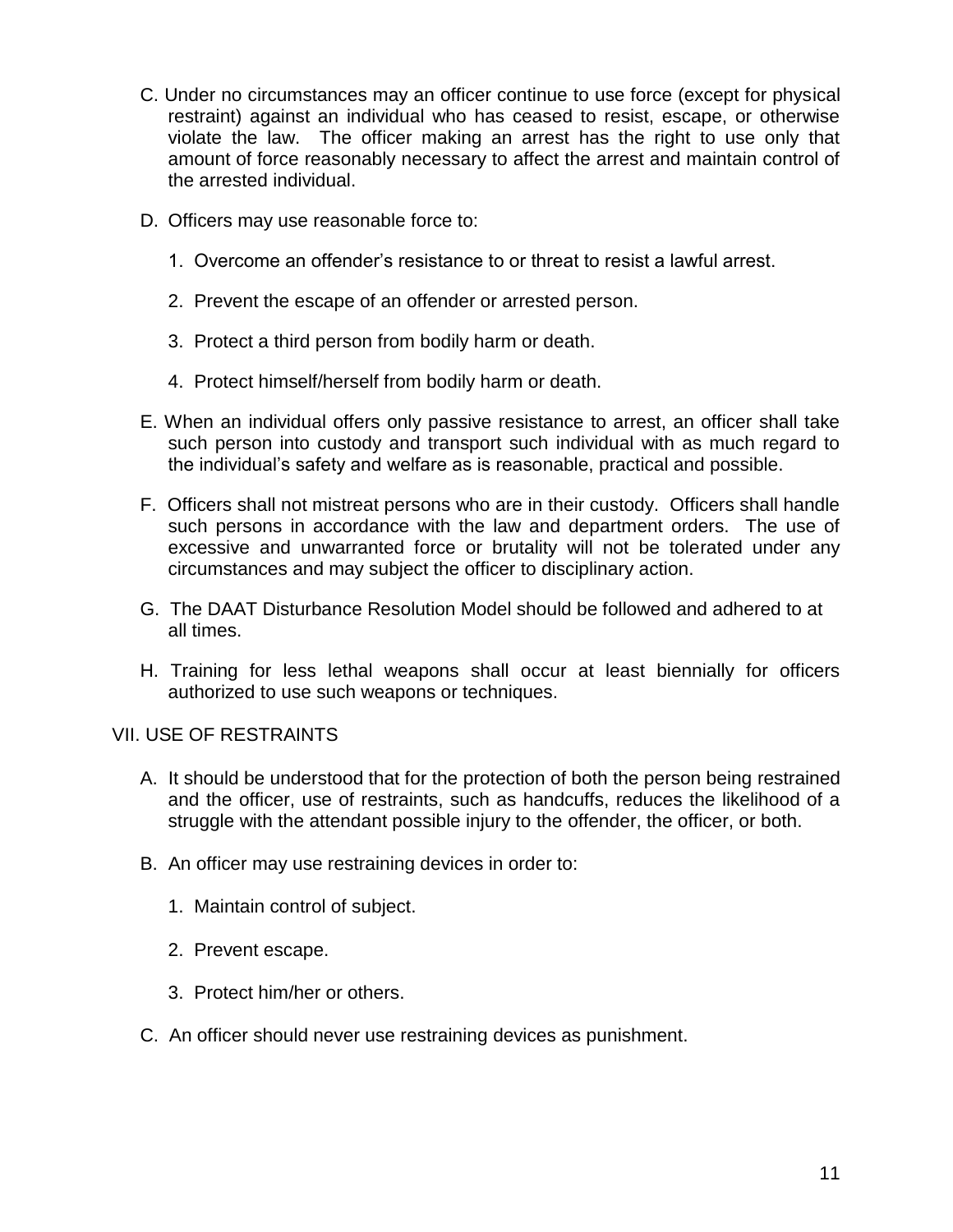C. Under no circumstances may an officer continue to use force (except for physical restraint) against an individual who has ceased to resist, escape, or otherwise violate the law. The officer making an arrest has the right to use only that amount of force reasonably necessary to affect the arrest and maintain control of the arrested individual.

D. Officers may use reasonable force to:

1. Overcome an offender's resistance to or threat to resist a lawful arrest.

2. Prevent the escape of an offender or arrested person.

3. Protect a third person from bodily harm or death.

4. Protect himself/herself from bodily harm or death.

E. When an individual offers only passive resistance to arrest, an officer shall take such person into custody and transport such individual with as much regard to the individual's safety and welfare as is reasonable, practical and possible.

F. Officers shall not mistreat persons who are in their custody. Officers shall handle such persons in accordance with the law and department orders. The use of excessive and unwarranted force or brutality will not be tolerated under any circumstances and may subject the officer to disciplinary action.

G. The DAAT Disturbance Resolution Model should be followed and adhered to at all times.

H. Training for less lethal weapons shall occur at least biennially for officers authorized to use such weapons or techniques.

## VII. USE OF RESTRAINTS

A. It should be understood that for the protection of both the person being restrained and the officer, use of restraints, such as handcuffs, reduces the likelihood of a struggle with the attendant possible injury to the offender, the officer, or both.

B. An officer may use restraining devices in order to:

1. Maintain control of subject.

2. Prevent escape.

3. Protect him/her or others.

C. An officer should never use restraining devices as punishment.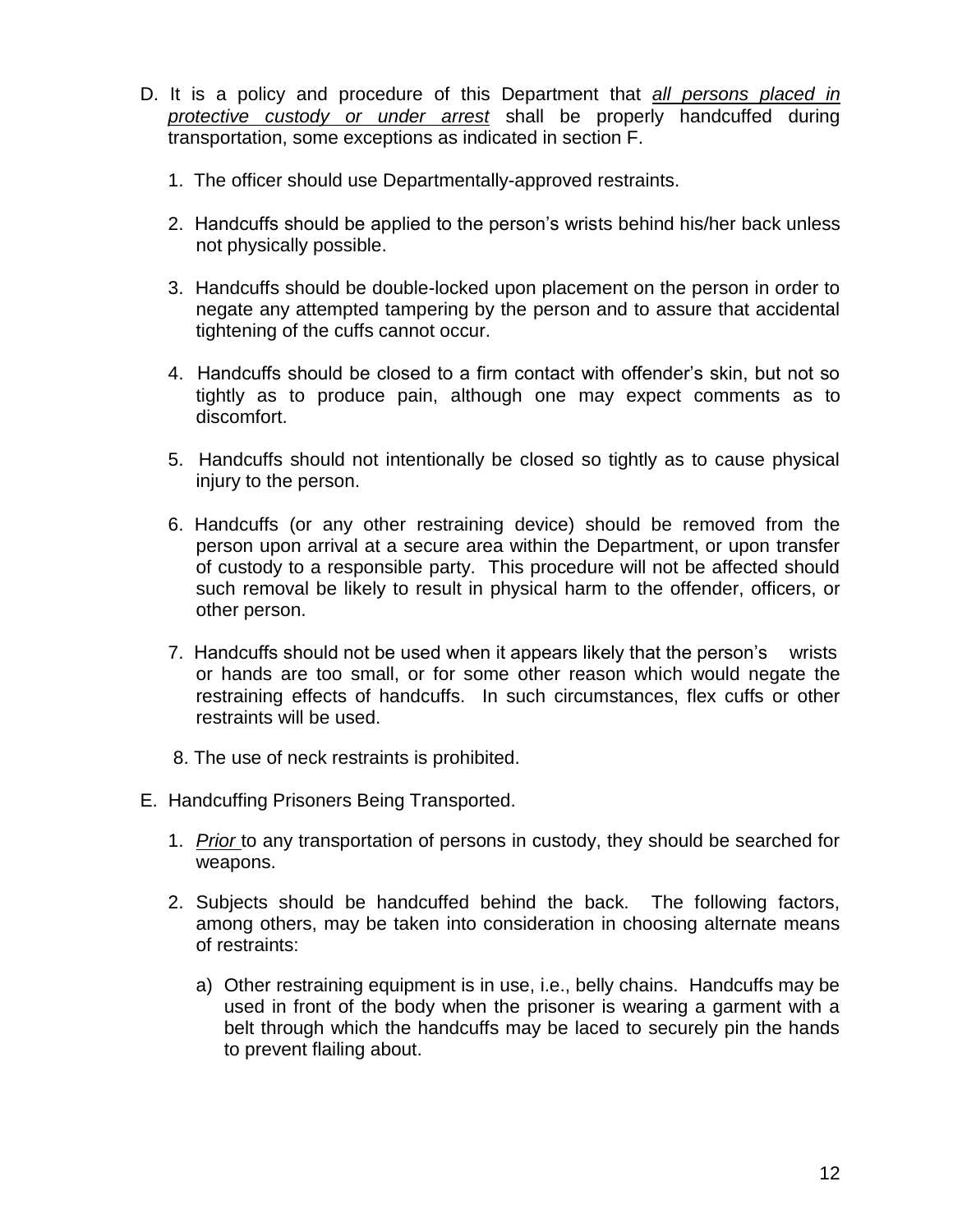D. It is a policy and procedure of this Department that *all persons placed in protective custody or under arrest* shall be properly handcuffed during transportation, some exceptions as indicated in section F.

   1. The officer should use Departmentally-approved restraints.

   2. Handcuffs should be applied to the person's wrists behind his/her back unless not physically possible.

   3. Handcuffs should be double-locked upon placement on the person in order to negate any attempted tampering by the person and to assure that accidental tightening of the cuffs cannot occur.

   4. Handcuffs should be closed to a firm contact with offender's skin, but not so tightly as to produce pain, although one may expect comments as to discomfort.

   5. Handcuffs should not intentionally be closed so tightly as to cause physical injury to the person.

   6. Handcuffs (or any other restraining device) should be removed from the person upon arrival at a secure area within the Department, or upon transfer of custody to a responsible party. This procedure will not be affected should such removal be likely to result in physical harm to the offender, officers, or other person.

   7. Handcuffs should not be used when it appears likely that the person's wrists or hands are too small, or for some other reason which would negate the restraining effects of handcuffs. In such circumstances, flex cuffs or other restraints will be used.

   8. The use of neck restraints is prohibited.

E. Handcuffing Prisoners Being Transported.

   1. *Prior* to any transportation of persons in custody, they should be searched for weapons.

   2. Subjects should be handcuffed behind the back. The following factors, among others, may be taken into consideration in choosing alternate means of restraints:

      a) Other restraining equipment is in use, i.e., belly chains. Handcuffs may be used in front of the body when the prisoner is wearing a garment with a belt through which the handcuffs may be laced to securely pin the hands to prevent flailing about.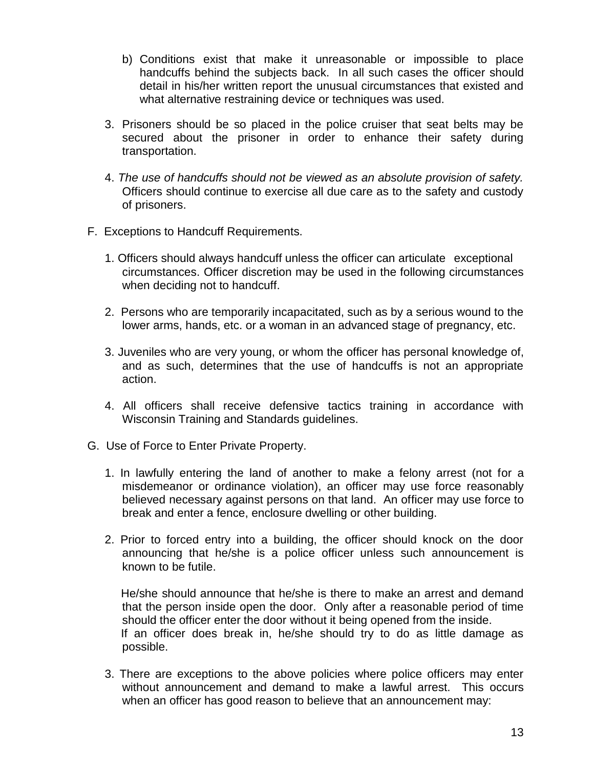b) Conditions exist that make it unreasonable or impossible to place handcuffs behind the subjects back. In all such cases the officer should detail in his/her written report the unusual circumstances that existed and what alternative restraining device or techniques was used.

3. Prisoners should be so placed in the police cruiser that seat belts may be secured about the prisoner in order to enhance their safety during transportation.

4. *The use of handcuffs should not be viewed as an absolute provision of safety.* Officers should continue to exercise all due care as to the safety and custody of prisoners.

F. Exceptions to Handcuff Requirements.

1. Officers should always handcuff unless the officer can articulate exceptional circumstances. Officer discretion may be used in the following circumstances when deciding not to handcuff.

2. Persons who are temporarily incapacitated, such as by a serious wound to the lower arms, hands, etc. or a woman in an advanced stage of pregnancy, etc.

3. Juveniles who are very young, or whom the officer has personal knowledge of, and as such, determines that the use of handcuffs is not an appropriate action.

4. All officers shall receive defensive tactics training in accordance with Wisconsin Training and Standards guidelines.

G. Use of Force to Enter Private Property.

1. In lawfully entering the land of another to make a felony arrest (not for a misdemeanor or ordinance violation), an officer may use force reasonably believed necessary against persons on that land. An officer may use force to break and enter a fence, enclosure dwelling or other building.

2. Prior to forced entry into a building, the officer should knock on the door announcing that he/she is a police officer unless such announcement is known to be futile.

   He/she should announce that he/she is there to make an arrest and demand that the person inside open the door. Only after a reasonable period of time should the officer enter the door without it being opened from the inside.
   If an officer does break in, he/she should try to do as little damage as possible.

3. There are exceptions to the above policies where police officers may enter without announcement and demand to make a lawful arrest. This occurs when an officer has good reason to believe that an announcement may: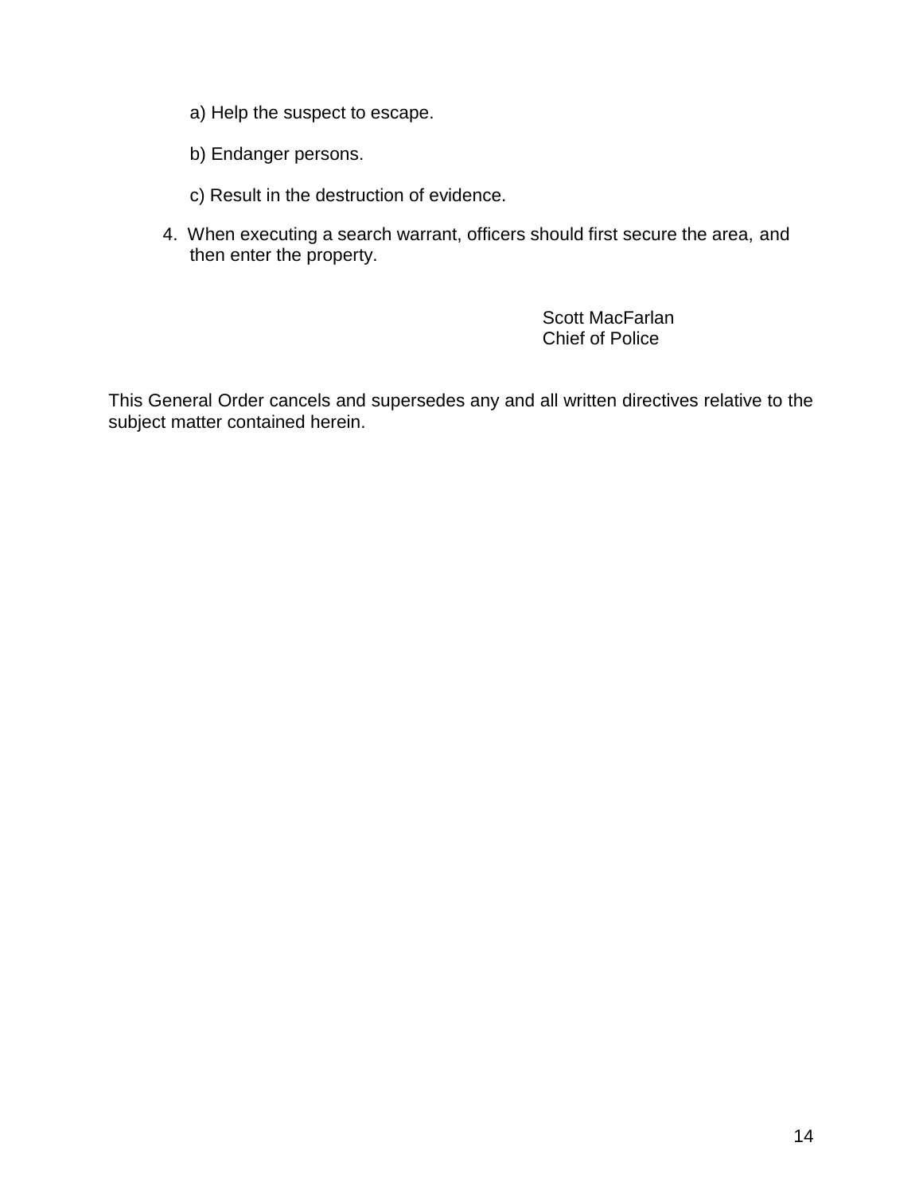a) Help the suspect to escape.

b) Endanger persons.

c) Result in the destruction of evidence.

4. When executing a search warrant, officers should first secure the area, and then enter the property.

Scott MacFarlan
Chief of Police

This General Order cancels and supersedes any and all written directives relative to the subject matter contained herein.